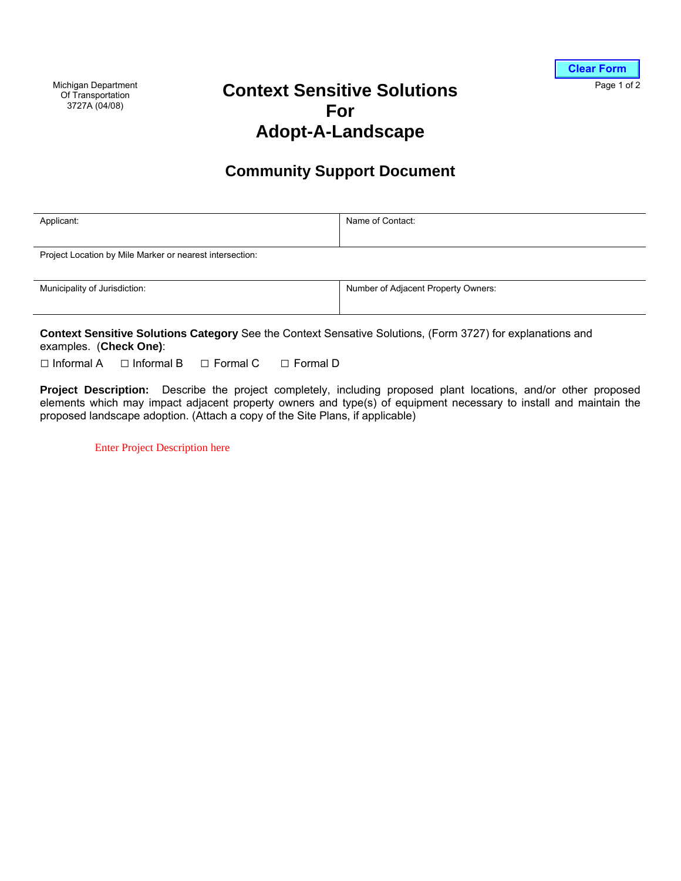Michigan Department
Of Transportation
3727A (04/08)

Clear Form

# Context Sensitive Solutions For Adopt-A-Landscape

## Community Support Document

| Applicant: | Name of Contact: |
|---|---|
| Project Location by Mile Marker or nearest intersection: | |
| Municipality of Jurisdiction: | Number of Adjacent Property Owners: |

**Context Sensitive Solutions Category** See the Context Sensative Solutions, (Form 3727) for explanations and examples. (**Check One)**:

☐ Informal A ☐ Informal B ☐ Formal C ☐ Formal D

**Project Description:** Describe the project completely, including proposed plant locations, and/or other proposed elements which may impact adjacent property owners and type(s) of equipment necessary to install and maintain the proposed landscape adoption. (Attach a copy of the Site Plans, if applicable)

Enter Project Description here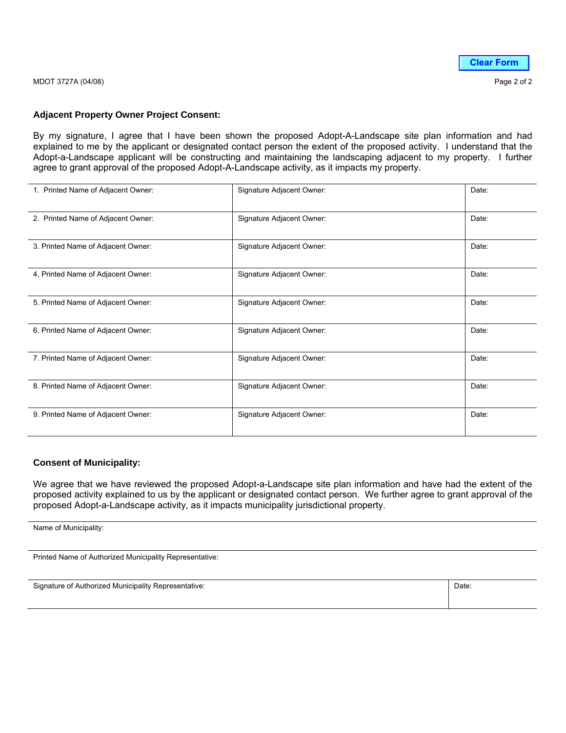MDOT 3727A (04/08)

### Adjacent Property Owner Project Consent:

By my signature, I agree that I have been shown the proposed Adopt-A-Landscape site plan information and had explained to me by the applicant or designated contact person the extent of the proposed activity. I understand that the Adopt-a-Landscape applicant will be constructing and maintaining the landscaping adjacent to my property. I further agree to grant approval of the proposed Adopt-A-Landscape activity, as it impacts my property.

| | | |
|---|---|---|
| 1. Printed Name of Adjacent Owner: | Signature Adjacent Owner: | Date: |
| 2. Printed Name of Adjacent Owner: | Signature Adjacent Owner: | Date: |
| 3. Printed Name of Adjacent Owner: | Signature Adjacent Owner: | Date: |
| 4, Printed Name of Adjacent Owner: | Signature Adjacent Owner: | Date: |
| 5. Printed Name of Adjacent Owner: | Signature Adjacent Owner: | Date: |
| 6. Printed Name of Adjacent Owner: | Signature Adjacent Owner: | Date: |
| 7. Printed Name of Adjacent Owner: | Signature Adjacent Owner: | Date: |
| 8. Printed Name of Adjacent Owner: | Signature Adjacent Owner: | Date: |
| 9. Printed Name of Adjacent Owner: | Signature Adjacent Owner: | Date: |

### Consent of Municipality:

We agree that we have reviewed the proposed Adopt-a-Landscape site plan information and have had the extent of the proposed activity explained to us by the applicant or designated contact person. We further agree to grant approval of the proposed Adopt-a-Landscape activity, as it impacts municipality jurisdictional property.

| | |
|---|---|
| Name of Municipality: | |
| Printed Name of Authorized Municipality Representative: | |
| Signature of Authorized Municipality Representative: | Date: |